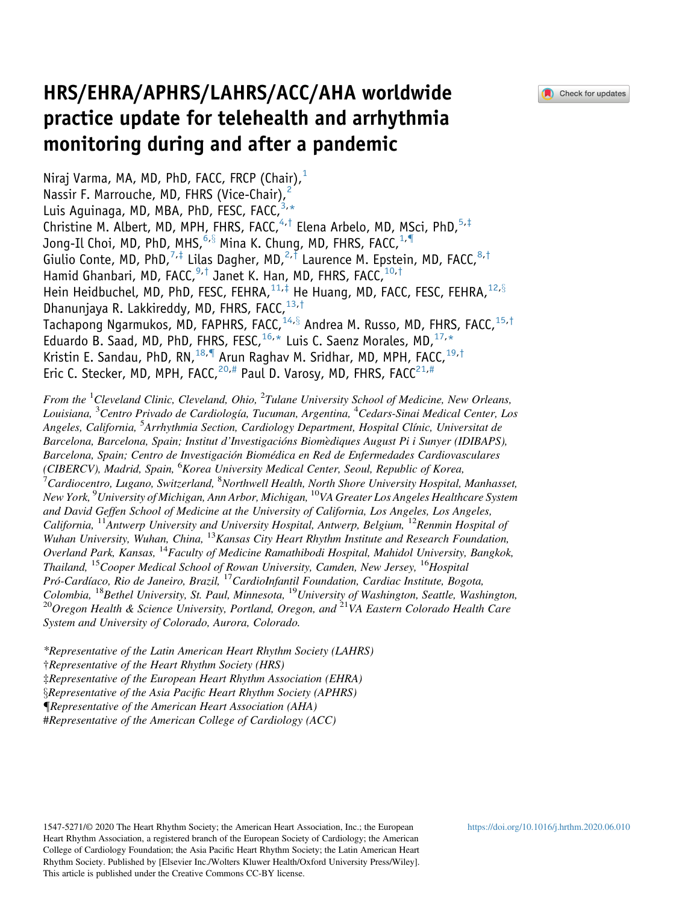# HRS/EHRA/APHRS/LAHRS/ACC/AHA worldwide practice update for telehealth and arrhythmia monitoring during and after a pandemic

Niraj Varma, MA, MD, PhD, FACC, FRCP (Chair),[1]
Nassir F. Marrouche, MD, FHRS (Vice-Chair),[2]
Luis Aguinaga, MD, MBA, PhD, FESC, FACC,[3,*]
Christine M. Albert, MD, MPH, FHRS, FACC,[4,†] Elena Arbelo, MD, MSci, PhD,[5,‡]
Jong-Il Choi, MD, PhD, MHS,[6,§] Mina K. Chung, MD, FHRS, FACC,[1,¶]
Giulio Conte, MD, PhD,[7,‡] Lilas Dagher, MD,[2,†] Laurence M. Epstein, MD, FACC,[8,†]
Hamid Ghanbari, MD, FACC,[9,†] Janet K. Han, MD, FHRS, FACC,[10,†]
Hein Heidbuchel, MD, PhD, FESC, FEHRA,[11,‡] He Huang, MD, FACC, FESC, FEHRA,[12,§]
Dhanunjaya R. Lakkireddy, MD, FHRS, FACC,[13,†]
Tachapong Ngarmukos, MD, FAPHRS, FACC,[14,§] Andrea M. Russo, MD, FHRS, FACC,[15,†]
Eduardo B. Saad, MD, PhD, FHRS, FESC,[16,*] Luis C. Saenz Morales, MD,[17,*]
Kristin E. Sandau, PhD, RN,[18,¶] Arun Raghav M. Sridhar, MD, MPH, FACC,[19,†]
Eric C. Stecker, MD, MPH, FACC,[20,#] Paul D. Varosy, MD, FHRS, FACC[21,#]

*From the [1]Cleveland Clinic, Cleveland, Ohio, [2]Tulane University School of Medicine, New Orleans, Louisiana, [3]Centro Privado de Cardiología, Tucuman, Argentina, [4]Cedars-Sinai Medical Center, Los Angeles, California, [5]Arrhythmia Section, Cardiology Department, Hospital Clínic, Universitat de Barcelona, Barcelona, Spain; Institut d'Investigacións Biomèdiques August Pi i Sunyer (IDIBAPS), Barcelona, Spain; Centro de Investigación Biomédica en Red de Enfermedades Cardiovasculares (CIBERCV), Madrid, Spain, [6]Korea University Medical Center, Seoul, Republic of Korea, [7]Cardiocentro, Lugano, Switzerland, [8]Northwell Health, North Shore University Hospital, Manhasset, New York, [9]University of Michigan, Ann Arbor, Michigan, [10]VA Greater Los Angeles Healthcare System and David Geffen School of Medicine at the University of California, Los Angeles, Los Angeles, California, [11]Antwerp University and University Hospital, Antwerp, Belgium, [12]Renmin Hospital of Wuhan University, Wuhan, China, [13]Kansas City Heart Rhythm Institute and Research Foundation, Overland Park, Kansas, [14]Faculty of Medicine Ramathibodi Hospital, Mahidol University, Bangkok, Thailand, [15]Cooper Medical School of Rowan University, Camden, New Jersey, [16]Hospital Pró-Cardíaco, Rio de Janeiro, Brazil, [17]CardioInfantil Foundation, Cardiac Institute, Bogota, Colombia, [18]Bethel University, St. Paul, Minnesota, [19]University of Washington, Seattle, Washington, [20]Oregon Health & Science University, Portland, Oregon, and [21]VA Eastern Colorado Health Care System and University of Colorado, Aurora, Colorado.*

*Representative of the Latin American Heart Rhythm Society (LAHRS)*
*†Representative of the Heart Rhythm Society (HRS)*
*‡Representative of the European Heart Rhythm Association (EHRA)*
*§Representative of the Asia Pacific Heart Rhythm Society (APHRS)*
*¶Representative of the American Heart Association (AHA)*
*#Representative of the American College of Cardiology (ACC)*

1547-5271/© 2020 The Heart Rhythm Society; the American Heart Association, Inc.; the European Heart Rhythm Association, a registered branch of the European Society of Cardiology; the American College of Cardiology Foundation; the Asia Pacific Heart Rhythm Society; the Latin American Heart Rhythm Society. Published by [Elsevier Inc./Wolters Kluwer Health/Oxford University Press/Wiley]. This article is published under the Creative Commons CC-BY license.

https://doi.org/10.1016/j.hrthm.2020.06.010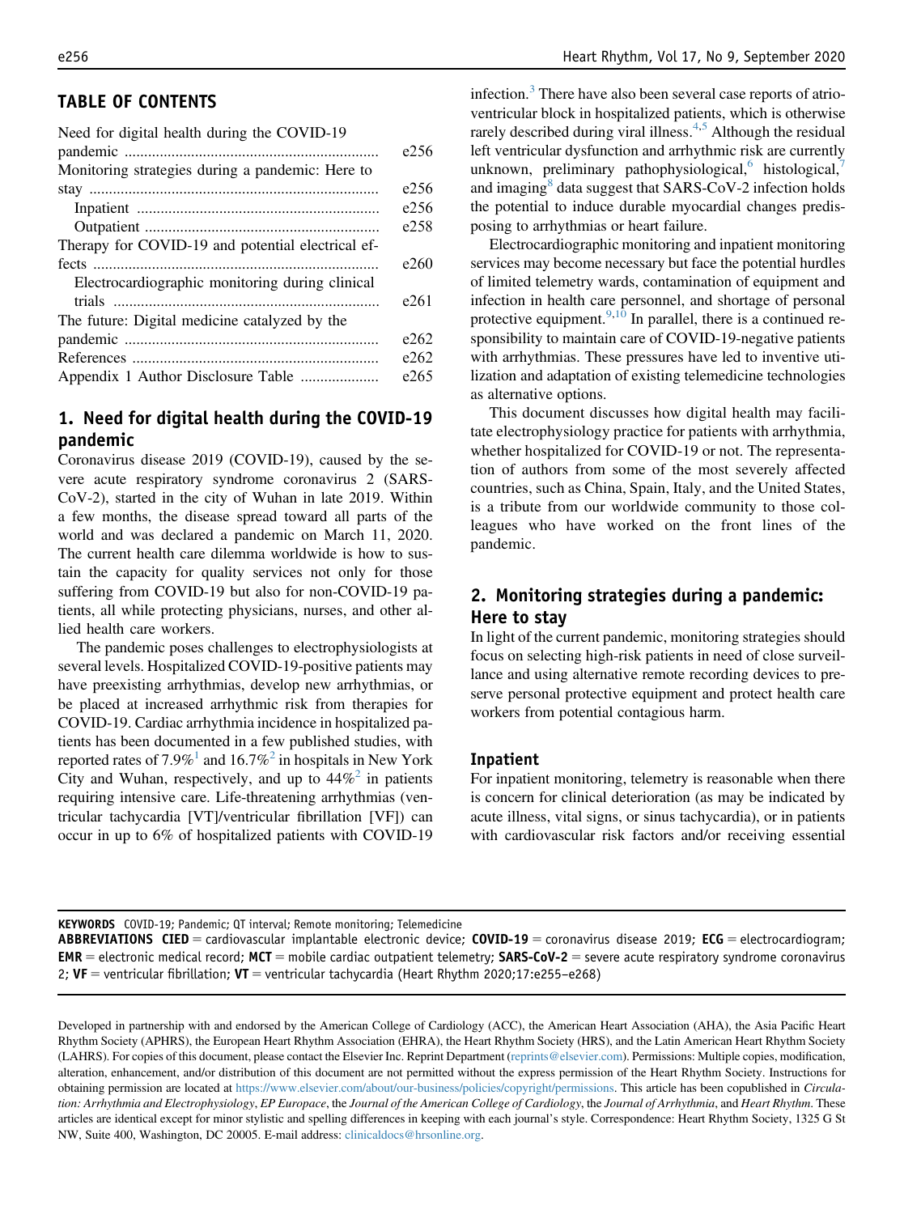## TABLE OF CONTENTS

| | |
|---|---|
| Need for digital health during the COVID-19 pandemic | e256 |
| Monitoring strategies during a pandemic: Here to stay | e256 |
| Inpatient | e256 |
| Outpatient | e258 |
| Therapy for COVID-19 and potential electrical effects | e260 |
| Electrocardiographic monitoring during clinical trials | e261 |
| The future: Digital medicine catalyzed by the pandemic | e262 |
| References | e262 |
| Appendix 1 Author Disclosure Table | e265 |

## 1. Need for digital health during the COVID-19 pandemic

Coronavirus disease 2019 (COVID-19), caused by the severe acute respiratory syndrome coronavirus 2 (SARS-CoV-2), started in the city of Wuhan in late 2019. Within a few months, the disease spread toward all parts of the world and was declared a pandemic on March 11, 2020. The current health care dilemma worldwide is how to sustain the capacity for quality services not only for those suffering from COVID-19 but also for non-COVID-19 patients, all while protecting physicians, nurses, and other allied health care workers.

The pandemic poses challenges to electrophysiologists at several levels. Hospitalized COVID-19-positive patients may have preexisting arrhythmias, develop new arrhythmias, or be placed at increased arrhythmic risk from therapies for COVID-19. Cardiac arrhythmia incidence in hospitalized patients has been documented in a few published studies, with reported rates of 7.9%[1] and 16.7%[2] in hospitals in New York City and Wuhan, respectively, and up to 44%[2] in patients requiring intensive care. Life-threatening arrhythmias (ventricular tachycardia [VT]/ventricular fibrillation [VF]) can occur in up to 6% of hospitalized patients with COVID-19 infection.[3] There have also been several case reports of atrioventricular block in hospitalized patients, which is otherwise rarely described during viral illness.[4,5] Although the residual left ventricular dysfunction and arrhythmic risk are currently unknown, preliminary pathophysiological,[6] histological,[7] and imaging[8] data suggest that SARS-CoV-2 infection holds the potential to induce durable myocardial changes predisposing to arrhythmias or heart failure.

Electrocardiographic monitoring and inpatient monitoring services may become necessary but face the potential hurdles of limited telemetry wards, contamination of equipment and infection in health care personnel, and shortage of personal protective equipment.[9,10] In parallel, there is a continued responsibility to maintain care of COVID-19-negative patients with arrhythmias. These pressures have led to inventive utilization and adaptation of existing telemedicine technologies as alternative options.

This document discusses how digital health may facilitate electrophysiology practice for patients with arrhythmia, whether hospitalized for COVID-19 or not. The representation of authors from some of the most severely affected countries, such as China, Spain, Italy, and the United States, is a tribute from our worldwide community to those colleagues who have worked on the front lines of the pandemic.

## 2. Monitoring strategies during a pandemic: Here to stay

In light of the current pandemic, monitoring strategies should focus on selecting high-risk patients in need of close surveillance and using alternative remote recording devices to preserve personal protective equipment and protect health care workers from potential contagious harm.

### Inpatient

For inpatient monitoring, telemetry is reasonable when there is concern for clinical deterioration (as may be indicated by acute illness, vital signs, or sinus tachycardia), or in patients with cardiovascular risk factors and/or receiving essential

**KEYWORDS** COVID-19; Pandemic; QT interval; Remote monitoring; Telemedicine

**ABBREVIATIONS** **CIED** = cardiovascular implantable electronic device; **COVID-19** = coronavirus disease 2019; **ECG** = electrocardiogram; **EMR** = electronic medical record; **MCT** = mobile cardiac outpatient telemetry; **SARS-CoV-2** = severe acute respiratory syndrome coronavirus 2; **VF** = ventricular fibrillation; **VT** = ventricular tachycardia (Heart Rhythm 2020;17:e255–e268)

Developed in partnership with and endorsed by the American College of Cardiology (ACC), the American Heart Association (AHA), the Asia Pacific Heart Rhythm Society (APHRS), the European Heart Rhythm Association (EHRA), the Heart Rhythm Society (HRS), and the Latin American Heart Rhythm Society (LAHRS). For copies of this document, please contact the Elsevier Inc. Reprint Department (reprints@elsevier.com). Permissions: Multiple copies, modification, alteration, enhancement, and/or distribution of this document are not permitted without the express permission of the Heart Rhythm Society. Instructions for obtaining permission are located at https://www.elsevier.com/about/our-business/policies/copyright/permissions. This article has been copublished in *Circulation: Arrhythmia and Electrophysiology*, *EP Europace*, the *Journal of the American College of Cardiology*, the *Journal of Arrhythmia*, and *Heart Rhythm*. These articles are identical except for minor stylistic and spelling differences in keeping with each journal's style. Correspondence: Heart Rhythm Society, 1325 G St NW, Suite 400, Washington, DC 20005. E-mail address: clinicaldocs@hrsonline.org.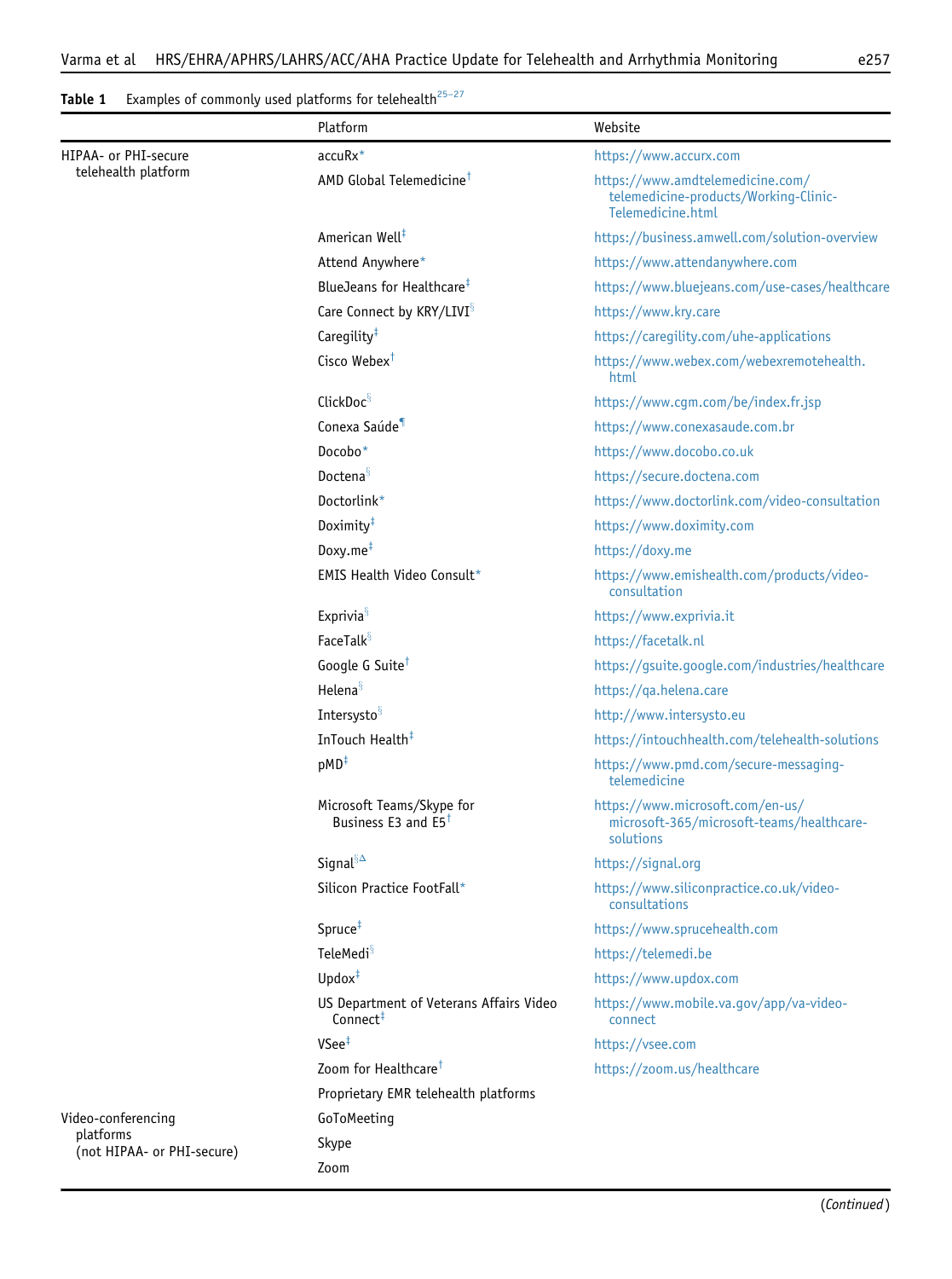**Table 1** Examples of commonly used platforms for telehealth[25–27]

| | Platform | Website |
|---|---|---|
| HIPAA- or PHI-secure telehealth platform | accuRx* | https://www.accurx.com |
| | AMD Global Telemedicine† | https://www.amdtelemedicine.com/telemedicine-products/Working-Clinic-Telemedicine.html |
| | American Well‡ | https://business.amwell.com/solution-overview |
| | Attend Anywhere* | https://www.attendanywhere.com |
| | BlueJeans for Healthcare‡ | https://www.bluejeans.com/use-cases/healthcare |
| | Care Connect by KRY/LIVI§ | https://www.kry.care |
| | Caregility‡ | https://caregility.com/uhe-applications |
| | Cisco Webex† | https://www.webex.com/webexremotehealth.html |
| | ClickDoc§ | https://www.cgm.com/be/index.fr.jsp |
| | Conexa Saúde¶ | https://www.conexasaude.com.br |
| | Docobo* | https://www.docobo.co.uk |
| | Doctena§ | https://secure.doctena.com |
| | Doctorlink* | https://www.doctorlink.com/video-consultation |
| | Doximity‡ | https://www.doximity.com |
| | Doxy.me‡ | https://doxy.me |
| | EMIS Health Video Consult* | https://www.emishealth.com/products/video-consultation |
| | Exprivia§ | https://www.exprivia.it |
| | FaceTalk§ | https://facetalk.nl |
| | Google G Suite† | https://gsuite.google.com/industries/healthcare |
| | Helena§ | https://qa.helena.care |
| | Intersysto§ | http://www.intersysto.eu |
| | InTouch Health‡ | https://intouchhealth.com/telehealth-solutions |
| | pMD‡ | https://www.pmd.com/secure-messaging-telemedicine |
| | Microsoft Teams/Skype for Business E3 and E5† | https://www.microsoft.com/en-us/microsoft-365/microsoft-teams/healthcare-solutions |
| | Signal§Δ | https://signal.org |
| | Silicon Practice FootFall* | https://www.siliconpractice.co.uk/video-consultations |
| | Spruce‡ | https://www.sprucehealth.com |
| | TeleMedi§ | https://telemedi.be |
| | Updox‡ | https://www.updox.com |
| | US Department of Veterans Affairs Video Connect‡ | https://www.mobile.va.gov/app/va-video-connect |
| | VSee‡ | https://vsee.com |
| | Zoom for Healthcare† | https://zoom.us/healthcare |
| | Proprietary EMR telehealth platforms | |
| Video-conferencing platforms (not HIPAA- or PHI-secure) | GoToMeeting | |
| | Skype | |
| | Zoom | |

(*Continued*)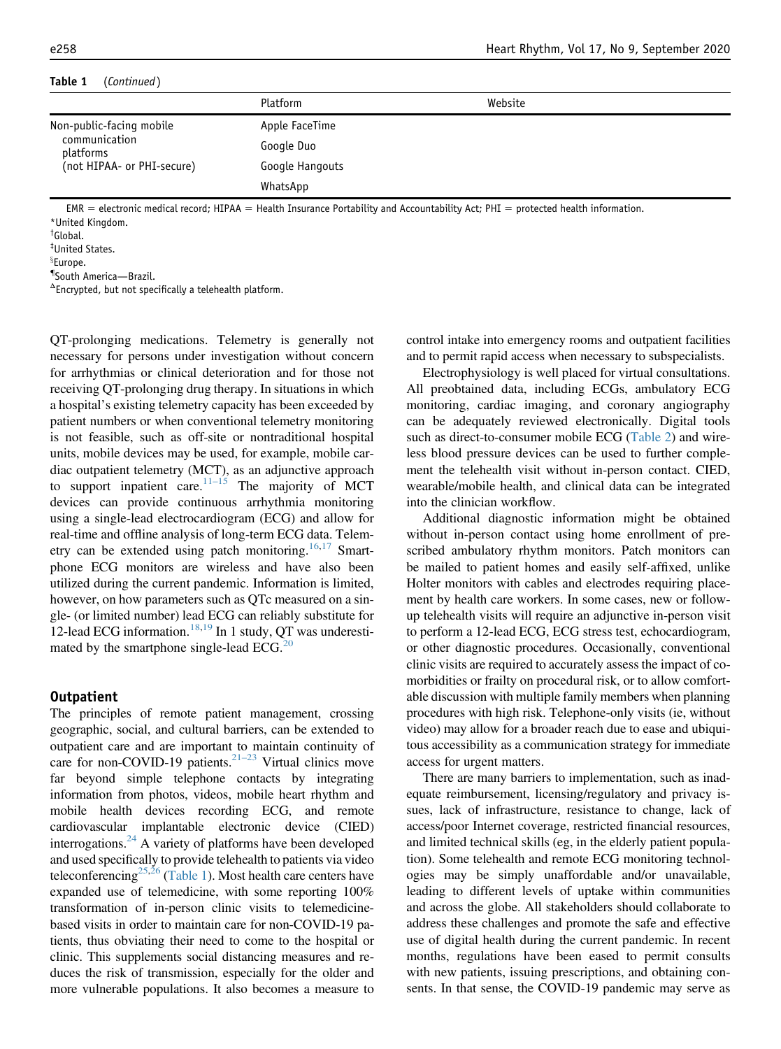Table 1 (*Continued*)

| | Platform | Website |
|---|---|---|
| Non-public-facing mobile communication platforms (not HIPAA- or PHI-secure) | Apple FaceTime | |
| | Google Duo | |
| | Google Hangouts | |
| | WhatsApp | |

EMR = electronic medical record; HIPAA = Health Insurance Portability and Accountability Act; PHI = protected health information.
*United Kingdom.
†Global.
‡United States.
§Europe.
¶South America—Brazil.
ΔEncrypted, but not specifically a telehealth platform.

QT-prolonging medications. Telemetry is generally not necessary for persons under investigation without concern for arrhythmias or clinical deterioration and for those not receiving QT-prolonging drug therapy. In situations in which a hospital's existing telemetry capacity has been exceeded by patient numbers or when conventional telemetry monitoring is not feasible, such as off-site or nontraditional hospital units, mobile devices may be used, for example, mobile cardiac outpatient telemetry (MCT), as an adjunctive approach to support inpatient care.[11–15] The majority of MCT devices can provide continuous arrhythmia monitoring using a single-lead electrocardiogram (ECG) and allow for real-time and offline analysis of long-term ECG data. Telemetry can be extended using patch monitoring.[16,17] Smartphone ECG monitors are wireless and have also been utilized during the current pandemic. Information is limited, however, on how parameters such as QTc measured on a single- (or limited number) lead ECG can reliably substitute for 12-lead ECG information.[18,19] In 1 study, QT was underestimated by the smartphone single-lead ECG.[20]

## Outpatient

The principles of remote patient management, crossing geographic, social, and cultural barriers, can be extended to outpatient care and are important to maintain continuity of care for non-COVID-19 patients.[21–23] Virtual clinics move far beyond simple telephone contacts by integrating information from photos, videos, mobile heart rhythm and mobile health devices recording ECG, and remote cardiovascular implantable electronic device (CIED) interrogations.[24] A variety of platforms have been developed and used specifically to provide telehealth to patients via video teleconferencing[25,26] (Table 1). Most health care centers have expanded use of telemedicine, with some reporting 100% transformation of in-person clinic visits to telemedicine-based visits in order to maintain care for non-COVID-19 patients, thus obviating their need to come to the hospital or clinic. This supplements social distancing measures and reduces the risk of transmission, especially for the older and more vulnerable populations. It also becomes a measure to control intake into emergency rooms and outpatient facilities and to permit rapid access when necessary to subspecialists.

Electrophysiology is well placed for virtual consultations. All preobtained data, including ECGs, ambulatory ECG monitoring, cardiac imaging, and coronary angiography can be adequately reviewed electronically. Digital tools such as direct-to-consumer mobile ECG (Table 2) and wireless blood pressure devices can be used to further complement the telehealth visit without in-person contact. CIED, wearable/mobile health, and clinical data can be integrated into the clinician workflow.

Additional diagnostic information might be obtained without in-person contact using home enrollment of prescribed ambulatory rhythm monitors. Patch monitors can be mailed to patient homes and easily self-affixed, unlike Holter monitors with cables and electrodes requiring placement by health care workers. In some cases, new or follow-up telehealth visits will require an adjunctive in-person visit to perform a 12-lead ECG, ECG stress test, echocardiogram, or other diagnostic procedures. Occasionally, conventional clinic visits are required to accurately assess the impact of comorbidities or frailty on procedural risk, or to allow comfortable discussion with multiple family members when planning procedures with high risk. Telephone-only visits (ie, without video) may allow for a broader reach due to ease and ubiquitous accessibility as a communication strategy for immediate access for urgent matters.

There are many barriers to implementation, such as inadequate reimbursement, licensing/regulatory and privacy issues, lack of infrastructure, resistance to change, lack of access/poor Internet coverage, restricted financial resources, and limited technical skills (eg, in the elderly patient population). Some telehealth and remote ECG monitoring technologies may be simply unaffordable and/or unavailable, leading to different levels of uptake within communities and across the globe. All stakeholders should collaborate to address these challenges and promote the safe and effective use of digital health during the current pandemic. In recent months, regulations have been eased to permit consults with new patients, issuing prescriptions, and obtaining consents. In that sense, the COVID-19 pandemic may serve as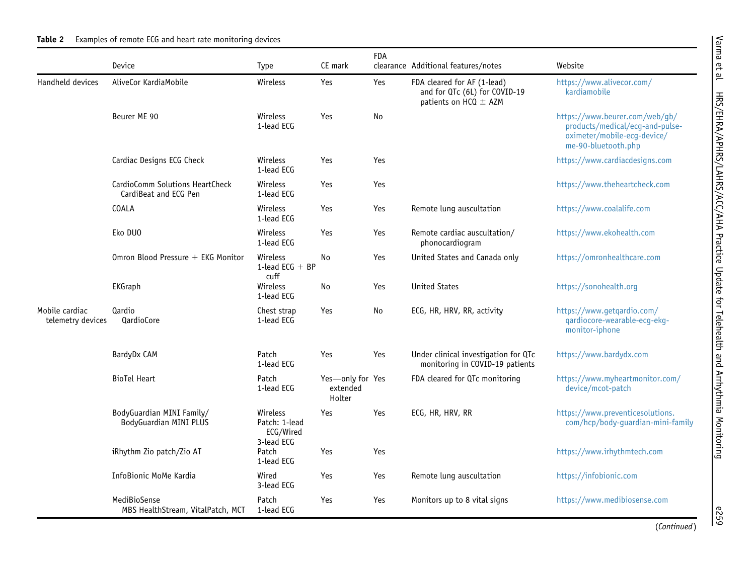**Table 2** Examples of remote ECG and heart rate monitoring devices

| | Device | Type | CE mark | FDA clearance | Additional features/notes | Website |
|---|---|---|---|---|---|---|
| Handheld devices | AliveCor KardiaMobile | Wireless | Yes | Yes | FDA cleared for AF (1-lead) and for QTc (6L) for COVID-19 patients on HCQ ± AZM | https://www.alivecor.com/kardiamobile |
| | Beurer ME 90 | Wireless 1-lead ECG | Yes | No | | https://www.beurer.com/web/gb/products/medical/ecg-and-pulse-oximeter/mobile-ecg-device/me-90-bluetooth.php |
| | Cardiac Designs ECG Check | Wireless 1-lead ECG | Yes | Yes | | https://www.cardiacdesigns.com |
| | CardioComm Solutions HeartCheck CardiBeat and ECG Pen | Wireless 1-lead ECG | Yes | Yes | | https://www.theheartcheck.com |
| | COALA | Wireless 1-lead ECG | Yes | Yes | Remote lung auscultation | https://www.coalalife.com |
| | Eko DUO | Wireless 1-lead ECG | Yes | Yes | Remote cardiac auscultation/phonocardiogram | https://www.ekohealth.com |
| | Omron Blood Pressure + EKG Monitor | Wireless 1-lead ECG + BP cuff | No | Yes | United States and Canada only | https://omronhealthcare.com |
| | EKGraph | Wireless 1-lead ECG | No | Yes | United States | https://sonohealth.org |
| Mobile cardiac telemetry devices | Qardio QardioCore | Chest strap 1-lead ECG | Yes | No | ECG, HR, HRV, RR, activity | https://www.getqardio.com/qardiocore-wearable-ecg-ekg-monitor-iphone |
| | BardyDx CAM | Patch 1-lead ECG | Yes | Yes | Under clinical investigation for QTc monitoring in COVID-19 patients | https://www.bardydx.com |
| | BioTel Heart | Patch 1-lead ECG | Yes—only for extended Holter | Yes | FDA cleared for QTc monitoring | https://www.myheartmonitor.com/device/mcot-patch |
| | BodyGuardian MINI Family/BodyGuardian MINI PLUS | Wireless Patch: 1-lead ECG/Wired 3-lead ECG | Yes | Yes | ECG, HR, HRV, RR | https://www.preventicesolutions.com/hcp/body-guardian-mini-family |
| | iRhythm Zio patch/Zio AT | Patch 1-lead ECG | Yes | Yes | | https://www.irhythmtech.com |
| | InfoBionic MoMe Kardia | Wired 3-lead ECG | Yes | Yes | Remote lung auscultation | https://infobionic.com |
| | MediBioSense MBS HealthStream, VitalPatch, MCT | Patch 1-lead ECG | Yes | Yes | Monitors up to 8 vital signs | https://www.medibiosense.com |

(*Continued*)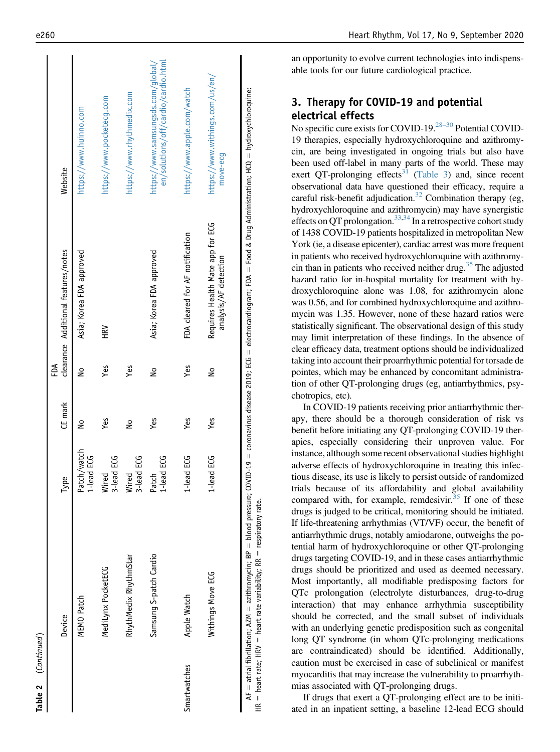**Table 2** (*Continued*)

| | Device | Type | CE mark | FDA clearance | Additional features/notes | Website |
|---|---|---|---|---|---|---|
| | MEMO Patch | Patch/watch 1-lead ECG | No | No | Asia; Korea FDA approved | https://www.huinno.com |
| | MediLynx PocketECG | Wired 3-lead ECG | Yes | Yes | HRV | https://www.pocketecg.com |
| | RhythMedix RhythmStar | Wired 3-lead ECG | No | Yes | | https://www.rhythmedix.com |
| | Samsung S-patch Cardio | Patch 1-lead ECG | Yes | No | Asia; Korea FDA approved | https://www.samsungsds.com/global/en/solutions/off/cardio/cardio.html |
| Smartwatches | Apple Watch | 1-lead ECG | Yes | Yes | FDA cleared for AF notification | https://www.apple.com/watch |
| | Withings Move ECG | 1-lead ECG | Yes | No | Requires Health Mate app for ECG analysis/AF detection | https://www.withings.com/us/en/move-ecg |

AF = atrial fibrillation; AZM = azithromycin; BP = blood pressure; COVID-19 = coronavirus disease 2019; ECG = electrocardiogram; FDA = Food & Drug Administration; HCQ = hydroxychloroquine; HR = heart rate; HRV = heart rate variability; RR = respiratory rate.

an opportunity to evolve current technologies into indispensable tools for our future cardiological practice.

## 3. Therapy for COVID-19 and potential electrical effects

No specific cure exists for COVID-19.[28–30] Potential COVID-19 therapies, especially hydroxychloroquine and azithromycin, are being investigated in ongoing trials but also have been used off-label in many parts of the world. These may exert QT-prolonging effects[31] (Table 3) and, since recent observational data have questioned their efficacy, require a careful risk-benefit adjudication.[32] Combination therapy (eg, hydroxychloroquine and azithromycin) may have synergistic effects on QT prolongation.[33,34] In a retrospective cohort study of 1438 COVID-19 patients hospitalized in metropolitan New York (ie, a disease epicenter), cardiac arrest was more frequent in patients who received hydroxychloroquine with azithromycin than in patients who received neither drug.[35] The adjusted hazard ratio for in-hospital mortality for treatment with hydroxychloroquine alone was 1.08, for azithromycin alone was 0.56, and for combined hydroxychloroquine and azithromycin was 1.35. However, none of these hazard ratios were statistically significant. The observational design of this study may limit interpretation of these findings. In the absence of clear efficacy data, treatment options should be individualized taking into account their proarrhythmic potential for torsade de pointes, which may be enhanced by concomitant administration of other QT-prolonging drugs (eg, antiarrhythmics, psychotropics, etc).

In COVID-19 patients receiving prior antiarrhythmic therapy, there should be a thorough consideration of risk vs benefit before initiating any QT-prolonging COVID-19 therapies, especially considering their unproven value. For instance, although some recent observational studies highlight adverse effects of hydroxychloroquine in treating this infectious disease, its use is likely to persist outside of randomized trials because of its affordability and global availability compared with, for example, remdesivir.[35] If one of these drugs is judged to be critical, monitoring should be initiated. If life-threatening arrhythmias (VT/VF) occur, the benefit of antiarrhythmic drugs, notably amiodarone, outweighs the potential harm of hydroxychloroquine or other QT-prolonging drugs targeting COVID-19, and in these cases antiarrhythmic drugs should be prioritized and used as deemed necessary. Most importantly, all modifiable predisposing factors for QTc prolongation (electrolyte disturbances, drug-to-drug interaction) that may enhance arrhythmia susceptibility should be corrected, and the small subset of individuals with an underlying genetic predisposition such as congenital long QT syndrome (in whom QTc-prolonging medications are contraindicated) should be identified. Additionally, caution must be exercised in case of subclinical or manifest myocarditis that may increase the vulnerability to proarrhythmias associated with QT-prolonging drugs.

If drugs that exert a QT-prolonging effect are to be initiated in an inpatient setting, a baseline 12-lead ECG should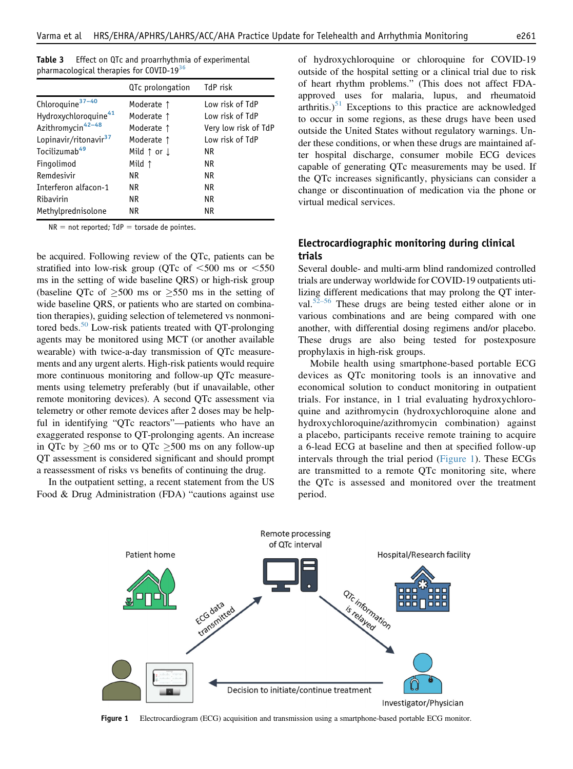**Table 3** Effect on QTc and proarrhythmia of experimental pharmacological therapies for COVID-19[36]

| | QTc prolongation | TdP risk |
|---|---|---|
| Chloroquine[37–40] | Moderate ↑ | Low risk of TdP |
| Hydroxychloroquine[41] | Moderate ↑ | Low risk of TdP |
| Azithromycin[42–48] | Moderate ↑ | Very low risk of TdP |
| Lopinavir/ritonavir[37] | Moderate ↑ | Low risk of TdP |
| Tocilizumab[49] | Mild ↑ or ↓ | NR |
| Fingolimod | Mild ↑ | NR |
| Remdesivir | NR | NR |
| Interferon alfacon-1 | NR | NR |
| Ribavirin | NR | NR |
| Methylprednisolone | NR | NR |

NR = not reported; TdP = torsade de pointes.

be acquired. Following review of the QTc, patients can be stratified into low-risk group (QTc of <500 ms or <550 ms in the setting of wide baseline QRS) or high-risk group (baseline QTc of ≥500 ms or ≥550 ms in the setting of wide baseline QRS, or patients who are started on combination therapies), guiding selection of telemetered vs nonmonitored beds.[50] Low-risk patients treated with QT-prolonging agents may be monitored using MCT (or another available wearable) with twice-a-day transmission of QTc measurements and any urgent alerts. High-risk patients would require more continuous monitoring and follow-up QTc measurements using telemetry preferably (but if unavailable, other remote monitoring devices). A second QTc assessment via telemetry or other remote devices after 2 doses may be helpful in identifying "QTc reactors"—patients who have an exaggerated response to QT-prolonging agents. An increase in QTc by ≥60 ms or to QTc ≥500 ms on any follow-up QT assessment is considered significant and should prompt a reassessment of risks vs benefits of continuing the drug.

In the outpatient setting, a recent statement from the US Food & Drug Administration (FDA) "cautions against use of hydroxychloroquine or chloroquine for COVID-19 outside of the hospital setting or a clinical trial due to risk of heart rhythm problems." (This does not affect FDA-approved uses for malaria, lupus, and rheumatoid arthritis.)[51] Exceptions to this practice are acknowledged to occur in some regions, as these drugs have been used outside the United States without regulatory warnings. Under these conditions, or when these drugs are maintained after hospital discharge, consumer mobile ECG devices capable of generating QTc measurements may be used. If the QTc increases significantly, physicians can consider a change or discontinuation of medication via the phone or virtual medical services.

## Electrocardiographic monitoring during clinical trials

Several double- and multi-arm blind randomized controlled trials are underway worldwide for COVID-19 outpatients utilizing different medications that may prolong the QT interval.[52–56] These drugs are being tested either alone or in various combinations and are being compared with one another, with differential dosing regimens and/or placebo. These drugs are also being tested for postexposure prophylaxis in high-risk groups.

Mobile health using smartphone-based portable ECG devices as QTc monitoring tools is an innovative and economical solution to conduct monitoring in outpatient trials. For instance, in 1 trial evaluating hydroxychloroquine and azithromycin (hydroxychloroquine alone and hydroxychloroquine/azithromycin combination) against a placebo, participants receive remote training to acquire a 6-lead ECG at baseline and then at specified follow-up intervals through the trial period (Figure 1). These ECGs are transmitted to a remote QTc monitoring site, where the QTc is assessed and monitored over the treatment period.

Remote processing of QTc interval
Patient home
Hospital/Research facility
ECG data transmitted
QTc information is relayed
Decision to initiate/continue treatment
Investigator/Physician

**Figure 1** Electrocardiogram (ECG) acquisition and transmission using a smartphone-based portable ECG monitor.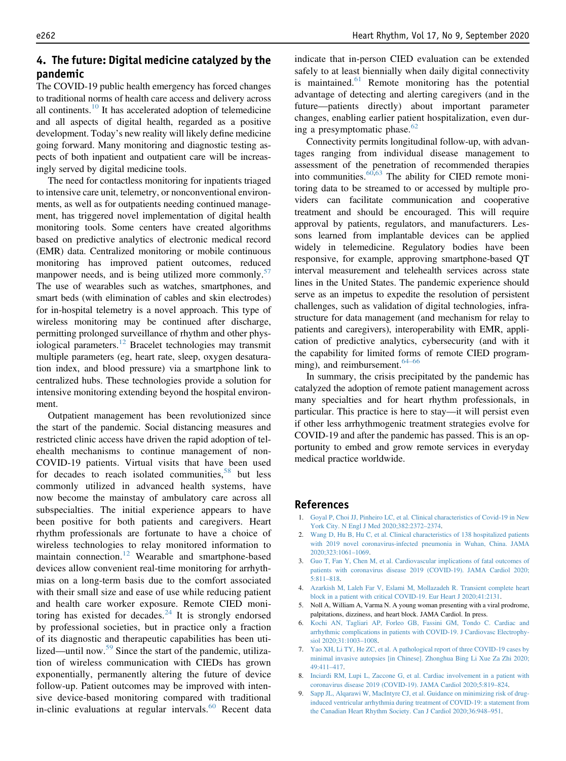## 4. The future: Digital medicine catalyzed by the pandemic

The COVID-19 public health emergency has forced changes to traditional norms of health care access and delivery across all continents.[10] It has accelerated adoption of telemedicine and all aspects of digital health, regarded as a positive development. Today's new reality will likely define medicine going forward. Many monitoring and diagnostic testing aspects of both inpatient and outpatient care will be increasingly served by digital medicine tools.

The need for contactless monitoring for inpatients triaged to intensive care unit, telemetry, or nonconventional environments, as well as for outpatients needing continued management, has triggered novel implementation of digital health monitoring tools. Some centers have created algorithms based on predictive analytics of electronic medical record (EMR) data. Centralized monitoring or mobile continuous monitoring has improved patient outcomes, reduced manpower needs, and is being utilized more commonly.[57] The use of wearables such as watches, smartphones, and smart beds (with elimination of cables and skin electrodes) for in-hospital telemetry is a novel approach. This type of wireless monitoring may be continued after discharge, permitting prolonged surveillance of rhythm and other physiological parameters.[12] Bracelet technologies may transmit multiple parameters (eg, heart rate, sleep, oxygen desaturation index, and blood pressure) via a smartphone link to centralized hubs. These technologies provide a solution for intensive monitoring extending beyond the hospital environment.

Outpatient management has been revolutionized since the start of the pandemic. Social distancing measures and restricted clinic access have driven the rapid adoption of telehealth mechanisms to continue management of non-COVID-19 patients. Virtual visits that have been used for decades to reach isolated communities,[58] but less commonly utilized in advanced health systems, have now become the mainstay of ambulatory care across all subspecialties. The initial experience appears to have been positive for both patients and caregivers. Heart rhythm professionals are fortunate to have a choice of wireless technologies to relay monitored information to maintain connection.[12] Wearable and smartphone-based devices allow convenient real-time monitoring for arrhythmias on a long-term basis due to the comfort associated with their small size and ease of use while reducing patient and health care worker exposure. Remote CIED monitoring has existed for decades.[24] It is strongly endorsed by professional societies, but in practice only a fraction of its diagnostic and therapeutic capabilities has been utilized—until now.[59] Since the start of the pandemic, utilization of wireless communication with CIEDs has grown exponentially, permanently altering the future of device follow-up. Patient outcomes may be improved with intensive device-based monitoring compared with traditional in-clinic evaluations at regular intervals.[60] Recent data indicate that in-person CIED evaluation can be extended safely to at least biennially when daily digital connectivity is maintained.[61] Remote monitoring has the potential advantage of detecting and alerting caregivers (and in the future—patients directly) about important parameter changes, enabling earlier patient hospitalization, even during a presymptomatic phase.[62]

Connectivity permits longitudinal follow-up, with advantages ranging from individual disease management to assessment of the penetration of recommended therapies into communities.[60,63] The ability for CIED remote monitoring data to be streamed to or accessed by multiple providers can facilitate communication and cooperative treatment and should be encouraged. This will require approval by patients, regulators, and manufacturers. Lessons learned from implantable devices can be applied widely in telemedicine. Regulatory bodies have been responsive, for example, approving smartphone-based QT interval measurement and telehealth services across state lines in the United States. The pandemic experience should serve as an impetus to expedite the resolution of persistent challenges, such as validation of digital technologies, infrastructure for data management (and mechanism for relay to patients and caregivers), interoperability with EMR, application of predictive analytics, cybersecurity (and with it the capability for limited forms of remote CIED programming), and reimbursement.[64–66]

In summary, the crisis precipitated by the pandemic has catalyzed the adoption of remote patient management across many specialties and for heart rhythm professionals, in particular. This practice is here to stay—it will persist even if other less arrhythmogenic treatment strategies evolve for COVID-19 and after the pandemic has passed. This is an opportunity to embed and grow remote services in everyday medical practice worldwide.

## References

1. Goyal P, Choi JJ, Pinheiro LC, et al. Clinical characteristics of Covid-19 in New York City. N Engl J Med 2020;382:2372–2374.
2. Wang D, Hu B, Hu C, et al. Clinical characteristics of 138 hospitalized patients with 2019 novel coronavirus-infected pneumonia in Wuhan, China. JAMA 2020;323:1061–1069.
3. Guo T, Fan Y, Chen M, et al. Cardiovascular implications of fatal outcomes of patients with coronavirus disease 2019 (COVID-19). JAMA Cardiol 2020;5:811–818.
4. Azarkish M, Laleh Far V, Eslami M, Mollazadeh R. Transient complete heart block in a patient with critical COVID-19. Eur Heart J 2020;41:2131.
5. Noll A, William A, Varma N. A young woman presenting with a viral prodrome, palpitations, dizziness, and heart block. JAMA Cardiol. In press.
6. Kochi AN, Tagliari AP, Forleo GB, Fassini GM, Tondo C. Cardiac and arrhythmic complications in patients with COVID-19. J Cardiovasc Electrophysiol 2020;31:1003–1008.
7. Yao XH, Li TY, He ZC, et al. A pathological report of three COVID-19 cases by minimal invasive autopsies [in Chinese]. Zhonghua Bing Li Xue Za Zhi 2020;49:411–417.
8. Inciardi RM, Lupi L, Zaccone G, et al. Cardiac involvement in a patient with coronavirus disease 2019 (COVID-19). JAMA Cardiol 2020;5:819–824.
9. Sapp JL, Alqarawi W, MacIntyre CJ, et al. Guidance on minimizing risk of drug-induced ventricular arrhythmia during treatment of COVID-19: a statement from the Canadian Heart Rhythm Society. Can J Cardiol 2020;36:948–951.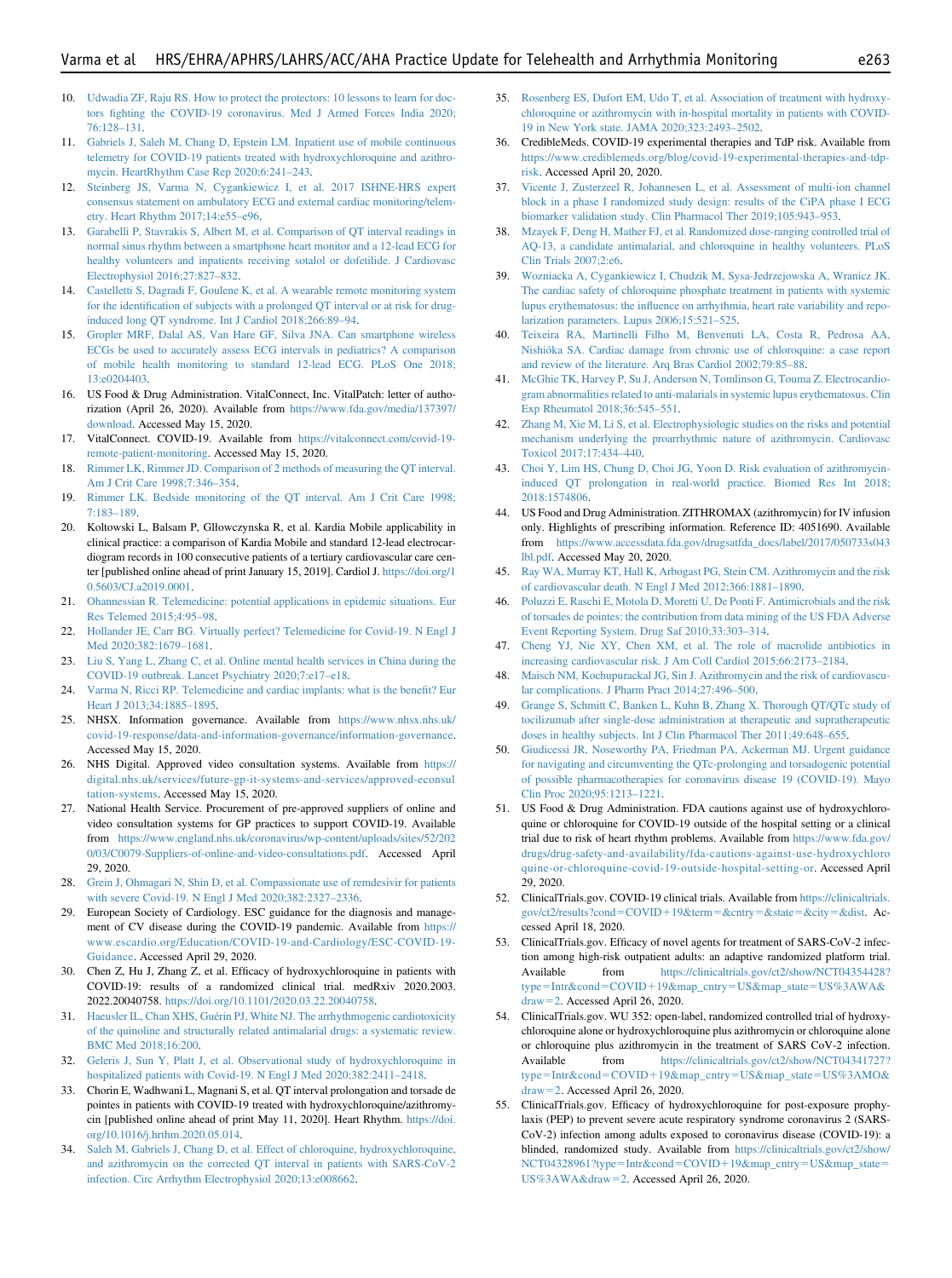10. Udwadia ZF, Raju RS. How to protect the protectors: 10 lessons to learn for doctors fighting the COVID-19 coronavirus. Med J Armed Forces India 2020; 76:128–131.
11. Gabriels J, Saleh M, Chang D, Epstein LM. Inpatient use of mobile continuous telemetry for COVID-19 patients treated with hydroxychloroquine and azithromycin. HeartRhythm Case Rep 2020;6:241–243.
12. Steinberg JS, Varma N, Cygankiewicz I, et al. 2017 ISHNE-HRS expert consensus statement on ambulatory ECG and external cardiac monitoring/telemetry. Heart Rhythm 2017;14:e55–e96.
13. Garabelli P, Stavrakis S, Albert M, et al. Comparison of QT interval readings in normal sinus rhythm between a smartphone heart monitor and a 12-lead ECG for healthy volunteers and inpatients receiving sotalol or dofetilide. J Cardiovasc Electrophysiol 2016;27:827–832.
14. Castelletti S, Dagradi F, Goulene K, et al. A wearable remote monitoring system for the identification of subjects with a prolonged QT interval or at risk for drug-induced long QT syndrome. Int J Cardiol 2018;266:89–94.
15. Gropler MRF, Dalal AS, Van Hare GF, Silva JNA. Can smartphone wireless ECGs be used to accurately assess ECG intervals in pediatrics? A comparison of mobile health monitoring to standard 12-lead ECG. PLoS One 2018; 13:e0204403.
16. US Food & Drug Administration. VitalConnect, Inc. VitalPatch: letter of authorization (April 26, 2020). Available from https://www.fda.gov/media/137397/download. Accessed May 15, 2020.
17. VitalConnect. COVID-19. Available from https://vitalconnect.com/covid-19-remote-patient-monitoring. Accessed May 15, 2020.
18. Rimmer LK, Rimmer JD. Comparison of 2 methods of measuring the QT interval. Am J Crit Care 1998;7:346–354.
19. Rimmer LK. Bedside monitoring of the QT interval. Am J Crit Care 1998; 7:183–189.
20. Koltowski L, Balsam P, Glłowczynska R, et al. Kardia Mobile applicability in clinical practice: a comparison of Kardia Mobile and standard 12-lead electrocardiogram records in 100 consecutive patients of a tertiary cardiovascular care center [published online ahead of print January 15, 2019]. Cardiol J. https://doi.org/10.5603/CJ.a2019.0001.
21. Ohannessian R. Telemedicine: potential applications in epidemic situations. Eur Res Telemed 2015;4:95–98.
22. Hollander JE, Carr BG. Virtually perfect? Telemedicine for Covid-19. N Engl J Med 2020;382:1679–1681.
23. Liu S, Yang L, Zhang C, et al. Online mental health services in China during the COVID-19 outbreak. Lancet Psychiatry 2020;7:e17–e18.
24. Varma N, Ricci RP. Telemedicine and cardiac implants: what is the benefit? Eur Heart J 2013;34:1885–1895.
25. NHSX. Information governance. Available from https://www.nhsx.nhs.uk/covid-19-response/data-and-information-governance/information-governance. Accessed May 15, 2020.
26. NHS Digital. Approved video consultation systems. Available from https://digital.nhs.uk/services/future-gp-it-systems-and-services/approved-econsultation-systems. Accessed May 15, 2020.
27. National Health Service. Procurement of pre-approved suppliers of online and video consultation systems for GP practices to support COVID-19. Available from https://www.england.nhs.uk/coronavirus/wp-content/uploads/sites/52/2020/03/C0079-Suppliers-of-online-and-video-consultations.pdf. Accessed April 29, 2020.
28. Grein J, Ohmagari N, Shin D, et al. Compassionate use of remdesivir for patients with severe Covid-19. N Engl J Med 2020;382:2327–2336.
29. European Society of Cardiology. ESC guidance for the diagnosis and management of CV disease during the COVID-19 pandemic. Available from https://www.escardio.org/Education/COVID-19-and-Cardiology/ESC-COVID-19-Guidance. Accessed April 29, 2020.
30. Chen Z, Hu J, Zhang Z, et al. Efficacy of hydroxychloroquine in patients with COVID-19: results of a randomized clinical trial. medRxiv 2020.2003. 2022.20040758. https://doi.org/10.1101/2020.03.22.20040758.
31. Haeusler IL, Chan XHS, Guérin PJ, White NJ. The arrhythmogenic cardiotoxicity of the quinoline and structurally related antimalarial drugs: a systematic review. BMC Med 2018;16:200.
32. Geleris J, Sun Y, Platt J, et al. Observational study of hydroxychloroquine in hospitalized patients with Covid-19. N Engl J Med 2020;382:2411–2418.
33. Chorin E, Wadhwani L, Magnani S, et al. QT interval prolongation and torsade de pointes in patients with COVID-19 treated with hydroxychloroquine/azithromycin [published online ahead of print May 11, 2020]. Heart Rhythm. https://doi.org/10.1016/j.hrthm.2020.05.014.
34. Saleh M, Gabriels J, Chang D, et al. Effect of chloroquine, hydroxychloroquine, and azithromycin on the corrected QT interval in patients with SARS-CoV-2 infection. Circ Arrhythm Electrophysiol 2020;13:e008662.
35. Rosenberg ES, Dufort EM, Udo T, et al. Association of treatment with hydroxychloroquine or azithromycin with in-hospital mortality in patients with COVID-19 in New York state. JAMA 2020;323:2493–2502.
36. CredibleMeds. COVID-19 experimental therapies and TdP risk. Available from https://www.crediblemeds.org/blog/covid-19-experimental-therapies-and-tdp-risk. Accessed April 20, 2020.
37. Vicente J, Zusterzeel R, Johannesen L, et al. Assessment of multi-ion channel block in a phase I randomized study design: results of the CiPA phase I ECG biomarker validation study. Clin Pharmacol Ther 2019;105:943–953.
38. Mzayek F, Deng H, Mather FJ, et al. Randomized dose-ranging controlled trial of AQ-13, a candidate antimalarial, and chloroquine in healthy volunteers. PLoS Clin Trials 2007;2:e6.
39. Wozniacka A, Cygankiewicz I, Chudzik M, Sysa-Jedrzejowska A, Wranicz JK. The cardiac safety of chloroquine phosphate treatment in patients with systemic lupus erythematosus: the influence on arrhythmia, heart rate variability and repolarization parameters. Lupus 2006;15:521–525.
40. Teixeira RA, Martinelli Filho M, Benvenuti LA, Costa R, Pedrosa AA, Nishióka SA. Cardiac damage from chronic use of chloroquine: a case report and review of the literature. Arq Bras Cardiol 2002;79:85–88.
41. McGhie TK, Harvey P, Su J, Anderson N, Tomlinson G, Touma Z. Electrocardiogram abnormalities related to anti-malarials in systemic lupus erythematosus. Clin Exp Rheumatol 2018;36:545–551.
42. Zhang M, Xie M, Li S, et al. Electrophysiologic studies on the risks and potential mechanism underlying the proarrhythmic nature of azithromycin. Cardiovasc Toxicol 2017;17:434–440.
43. Choi Y, Lim HS, Chung D, Choi JG, Yoon D. Risk evaluation of azithromycin-induced QT prolongation in real-world practice. Biomed Res Int 2018; 2018:1574806.
44. US Food and Drug Administration. ZITHROMAX (azithromycin) for IV infusion only. Highlights of prescribing information. Reference ID: 4051690. Available from https://www.accessdata.fda.gov/drugsatfda_docs/label/2017/050733s043lbl.pdf. Accessed May 20, 2020.
45. Ray WA, Murray KT, Hall K, Arbogast PG, Stein CM. Azithromycin and the risk of cardiovascular death. N Engl J Med 2012;366:1881–1890.
46. Poluzzi E, Raschi E, Motola D, Moretti U, De Ponti F. Antimicrobials and the risk of torsades de pointes: the contribution from data mining of the US FDA Adverse Event Reporting System. Drug Saf 2010;33:303–314.
47. Cheng YJ, Nie XY, Chen XM, et al. The role of macrolide antibiotics in increasing cardiovascular risk. J Am Coll Cardiol 2015;66:2173–2184.
48. Maisch NM, Kochupurackal JG, Sin J. Azithromycin and the risk of cardiovascular complications. J Pharm Pract 2014;27:496–500.
49. Grange S, Schmitt C, Banken L, Kuhn B, Zhang X. Thorough QT/QTc study of tocilizumab after single-dose administration at therapeutic and supratherapeutic doses in healthy subjects. Int J Clin Pharmacol Ther 2011;49:648–655.
50. Giudicessi JR, Noseworthy PA, Friedman PA, Ackerman MJ. Urgent guidance for navigating and circumventing the QTc-prolonging and torsadogenic potential of possible pharmacotherapies for coronavirus disease 19 (COVID-19). Mayo Clin Proc 2020;95:1213–1221.
51. US Food & Drug Administration. FDA cautions against use of hydroxychloroquine or chloroquine for COVID-19 outside of the hospital setting or a clinical trial due to risk of heart rhythm problems. Available from https://www.fda.gov/drugs/drug-safety-and-availability/fda-cautions-against-use-hydroxychloroquine-or-chloroquine-covid-19-outside-hospital-setting-or. Accessed April 29, 2020.
52. ClinicalTrials.gov. COVID-19 clinical trials. Available from https://clinicaltrials.gov/ct2/results?cond=COVID+19&term=&cntry=&state=&city=&dist. Accessed April 18, 2020.
53. ClinicalTrials.gov. Efficacy of novel agents for treatment of SARS-CoV-2 infection among high-risk outpatient adults: an adaptive randomized platform trial. Available from https://clinicaltrials.gov/ct2/show/NCT04354428?type=Intr&cond=COVID+19&map_cntry=US&map_state=US%3AWA&draw=2. Accessed April 26, 2020.
54. ClinicalTrials.gov. WU 352: open-label, randomized controlled trial of hydroxychloroquine alone or hydroxychloroquine plus azithromycin or chloroquine alone or chloroquine plus azithromycin in the treatment of SARS CoV-2 infection. Available from https://clinicaltrials.gov/ct2/show/NCT04341727?type=Intr&cond=COVID+19&map_cntry=US&map_state=US%3AMO&draw=2. Accessed April 26, 2020.
55. ClinicalTrials.gov. Efficacy of hydroxychloroquine for post-exposure prophylaxis (PEP) to prevent severe acute respiratory syndrome coronavirus 2 (SARS-CoV-2) infection among adults exposed to coronavirus disease (COVID-19): a blinded, randomized study. Available from https://clinicaltrials.gov/ct2/show/NCT04328961?type=Intr&cond=COVID+19&map_cntry=US&map_state=US%3AWA&draw=2. Accessed April 26, 2020.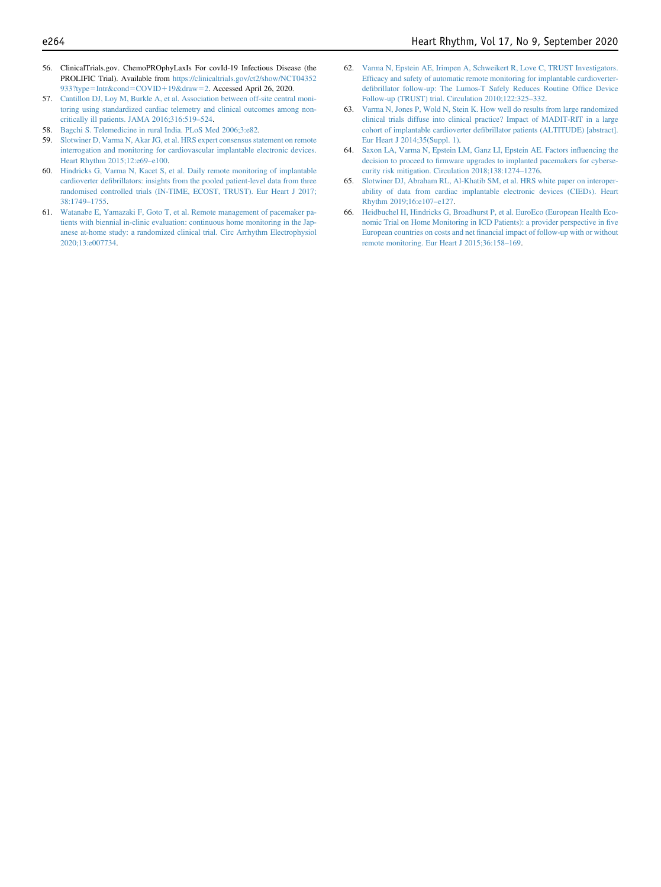56. ClinicalTrials.gov. ChemoPROphyLaxIs For covId-19 Infectious Disease (the PROLIFIC Trial). Available from https://clinicaltrials.gov/ct2/show/NCT04352933?type=Intr&cond=COVID+19&draw=2. Accessed April 26, 2020.
57. Cantillon DJ, Loy M, Burkle A, et al. Association between off-site central monitoring using standardized cardiac telemetry and clinical outcomes among non-critically ill patients. JAMA 2016;316:519–524.
58. Bagchi S. Telemedicine in rural India. PLoS Med 2006;3:e82.
59. Slotwiner D, Varma N, Akar JG, et al. HRS expert consensus statement on remote interrogation and monitoring for cardiovascular implantable electronic devices. Heart Rhythm 2015;12:e69–e100.
60. Hindricks G, Varma N, Kacet S, et al. Daily remote monitoring of implantable cardioverter defibrillators: insights from the pooled patient-level data from three randomised controlled trials (IN-TIME, ECOST, TRUST). Eur Heart J 2017;38:1749–1755.
61. Watanabe E, Yamazaki F, Goto T, et al. Remote management of pacemaker patients with biennial in-clinic evaluation: continuous home monitoring in the Japanese at-home study: a randomized clinical trial. Circ Arrhythm Electrophysiol 2020;13:e007734.
62. Varma N, Epstein AE, Irimpen A, Schweikert R, Love C, TRUST Investigators. Efficacy and safety of automatic remote monitoring for implantable cardioverter-defibrillator follow-up: The Lumos-T Safely Reduces Routine Office Device Follow-up (TRUST) trial. Circulation 2010;122:325–332.
63. Varma N, Jones P, Wold N, Stein K. How well do results from large randomized clinical trials diffuse into clinical practice? Impact of MADIT-RIT in a large cohort of implantable cardioverter defibrillator patients (ALTITUDE) [abstract]. Eur Heart J 2014;35(Suppl. 1).
64. Saxon LA, Varma N, Epstein LM, Ganz LI, Epstein AE. Factors influencing the decision to proceed to firmware upgrades to implanted pacemakers for cybersecurity risk mitigation. Circulation 2018;138:1274–1276.
65. Slotwiner DJ, Abraham RL, Al-Khatib SM, et al. HRS white paper on interoperability of data from cardiac implantable electronic devices (CIEDs). Heart Rhythm 2019;16:e107–e127.
66. Heidbuchel H, Hindricks G, Broadhurst P, et al. EuroEco (European Health Economic Trial on Home Monitoring in ICD Patients): a provider perspective in five European countries on costs and net financial impact of follow-up with or without remote monitoring. Eur Heart J 2015;36:158–169.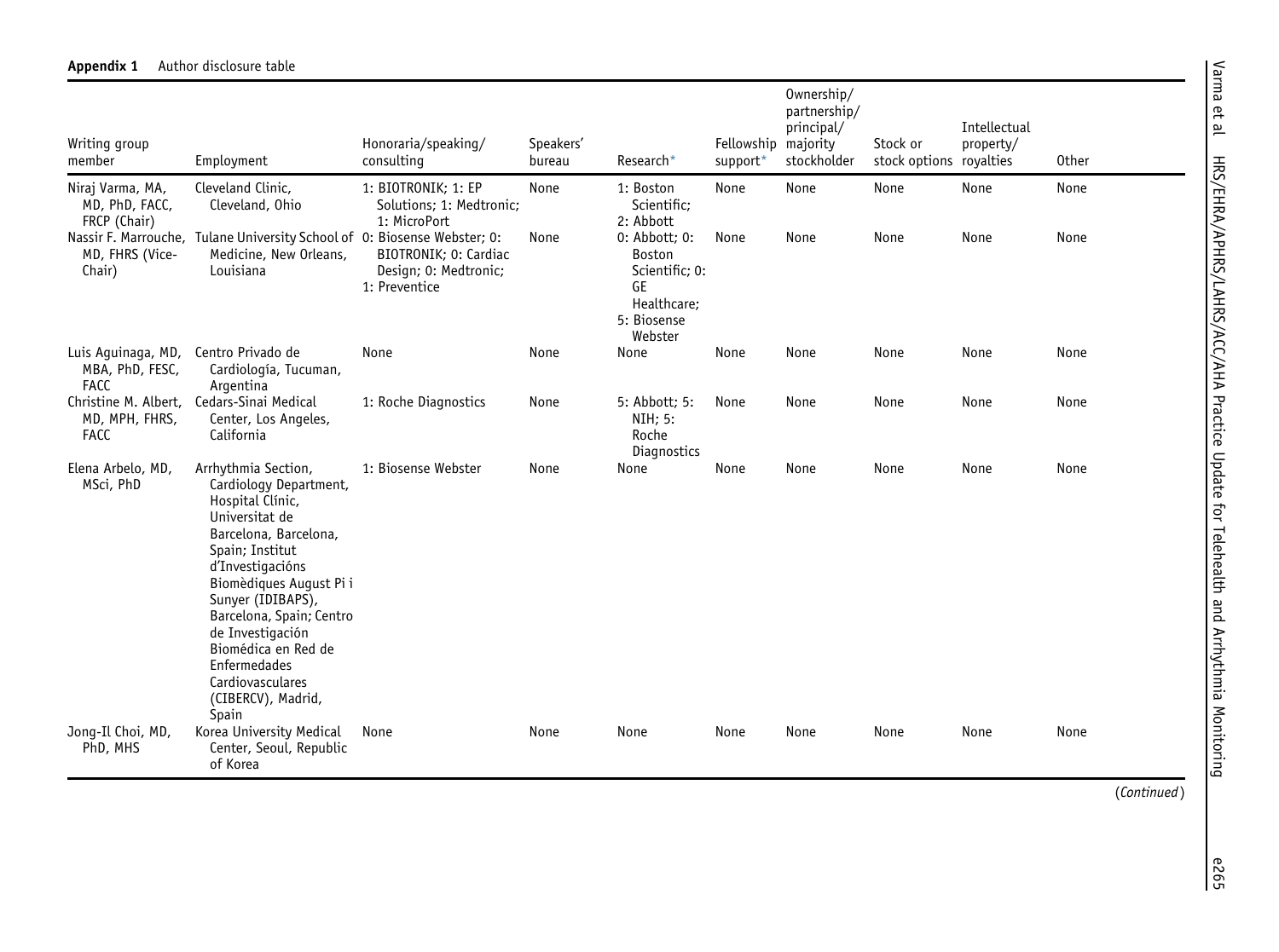**Appendix 1** Author disclosure table

| Writing group member | Employment | Honoraria/speaking/ consulting | Speakers' bureau | Research* | Fellowship support* | Ownership/ partnership/ principal/ majority stockholder | Stock or stock options | Intellectual property/ royalties | Other |
|---|---|---|---|---|---|---|---|---|---|
| Niraj Varma, MA, MD, PhD, FACC, FRCP (Chair) | Cleveland Clinic, Cleveland, Ohio | 1: BIOTRONIK; 1: EP Solutions; 1: Medtronic; 1: MicroPort | None | 1: Boston Scientific; 2: Abbott | None | None | None | None | None |
| Nassir F. Marrouche, MD, FHRS (Vice-Chair) | Tulane University School of Medicine, New Orleans, Louisiana | 0: Biosense Webster; 0: BIOTRONIK; 0: Cardiac Design; 0: Medtronic; 1: Preventice | None | 0: Abbott; 0: Boston Scientific; 0: GE Healthcare; 5: Biosense Webster | None | None | None | None | None |
| Luis Aguinaga, MD, MBA, PhD, FESC, FACC | Centro Privado de Cardiología, Tucuman, Argentina | None | None | None | None | None | None | None | None |
| Christine M. Albert, MD, MPH, FHRS, FACC | Cedars-Sinai Medical Center, Los Angeles, California | 1: Roche Diagnostics | None | 5: Abbott; 5: NIH; 5: Roche Diagnostics | None | None | None | None | None |
| Elena Arbelo, MD, MSci, PhD | Arrhythmia Section, Cardiology Department, Hospital Clínic, Universitat de Barcelona, Barcelona, Spain; Institut d'Investigacións Biomèdiques August Pi i Sunyer (IDIBAPS), Barcelona, Spain; Centro de Investigación Biomédica en Red de Enfermedades Cardiovasculares (CIBERCV), Madrid, Spain | 1: Biosense Webster | None | None | None | None | None | None | None |
| Jong-Il Choi, MD, PhD, MHS | Korea University Medical Center, Seoul, Republic of Korea | None | None | None | None | None | None | None | None |

(*Continued*)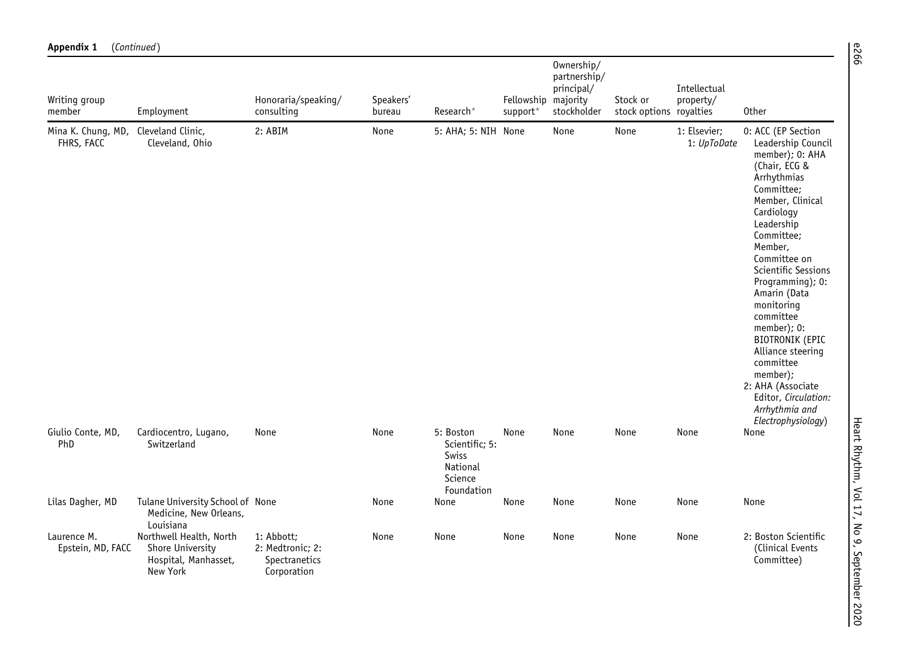**Appendix 1** (*Continued*)

| Writing group member | Employment | Honoraria/speaking/consulting | Speakers' bureau | Research* | Fellowship support* | Ownership/partnership/principal/majority stockholder | Stock or stock options | Intellectual property/royalties | Other |
|---|---|---|---|---|---|---|---|---|---|
| Mina K. Chung, MD, FHRS, FACC | Cleveland Clinic, Cleveland, Ohio | 2: ABIM | None | 5: AHA; 5: NIH | None | None | None | 1: Elsevier; 1: *UpToDate* | 0: ACC (EP Section Leadership Council member); 0: AHA (Chair, ECG & Arrhythmias Committee; Member, Clinical Cardiology Leadership Committee; Member, Committee on Scientific Sessions Programming); 0: Amarin (Data monitoring committee member); 0: BIOTRONIK (EPIC Alliance steering committee member); 2: AHA (Associate Editor, *Circulation: Arrhythmia and Electrophysiology*) |
| Giulio Conte, MD, PhD | Cardiocentro, Lugano, Switzerland | None | None | 5: Boston Scientific; 5: Swiss National Science Foundation | None | None | None | None | None |
| Lilas Dagher, MD | Tulane University School of Medicine, New Orleans, Louisiana | None | None | None | None | None | None | None | None |
| Laurence M. Epstein, MD, FACC | Northwell Health, North Shore University Hospital, Manhasset, New York | 1: Abbott; 2: Medtronic; 2: Spectranetics Corporation | None | None | None | None | None | None | 2: Boston Scientific (Clinical Events Committee) |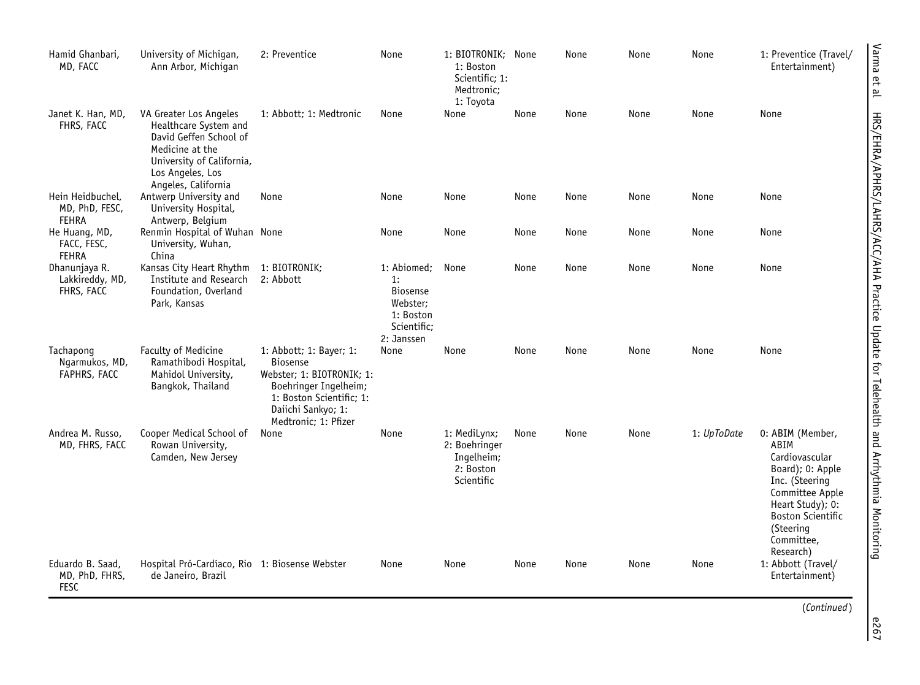| | | | | | | | | | |
|---|---|---|---|---|---|---|---|---|---|
| Hamid Ghanbari, MD, FACC | University of Michigan, Ann Arbor, Michigan | 2: Preventice | None | 1: BIOTRONIK; 1: Boston Scientific; 1: Medtronic; 1: Toyota | None | None | None | None | 1: Preventice (Travel/ Entertainment) |
| Janet K. Han, MD, FHRS, FACC | VA Greater Los Angeles Healthcare System and David Geffen School of Medicine at the University of California, Los Angeles, Los Angeles, California | 1: Abbott; 1: Medtronic | None | None | None | None | None | None | None |
| Hein Heidbuchel, MD, PhD, FESC, FEHRA | Antwerp University and University Hospital, Antwerp, Belgium | None | None | None | None | None | None | None | None |
| He Huang, MD, FACC, FESC, FEHRA | Renmin Hospital of Wuhan University, Wuhan, China | None | None | None | None | None | None | None | None |
| Dhanunjaya R. Lakkireddy, MD, FHRS, FACC | Kansas City Heart Rhythm Institute and Research Foundation, Overland Park, Kansas | 1: BIOTRONIK; 2: Abbott | 1: Abiomed; 1: Biosense Webster; 1: Boston Scientific; 2: Janssen | None | None | None | None | None | None |
| Tachapong Ngarmukos, MD, FAPHRS, FACC | Faculty of Medicine Ramathibodi Hospital, Mahidol University, Bangkok, Thailand | 1: Abbott; 1: Bayer; 1: Biosense Webster; 1: BIOTRONIK; 1: Boehringer Ingelheim; 1: Boston Scientific; 1: Daiichi Sankyo; 1: Medtronic; 1: Pfizer | None | None | None | None | None | None | None |
| Andrea M. Russo, MD, FHRS, FACC | Cooper Medical School of Rowan University, Camden, New Jersey | None | None | 1: MediLynx; 2: Boehringer Ingelheim; 2: Boston Scientific | None | None | None | 1: *UpToDate* | 0: ABIM (Member, ABIM Cardiovascular Board); 0: Apple Inc. (Steering Committee Apple Heart Study); 0: Boston Scientific (Steering Committee, Research) |
| Eduardo B. Saad, MD, PhD, FHRS, FESC | Hospital Pró-Cardíaco, Rio de Janeiro, Brazil | 1: Biosense Webster | None | None | None | None | None | None | 1: Abbott (Travel/ Entertainment) |

(*Continued*)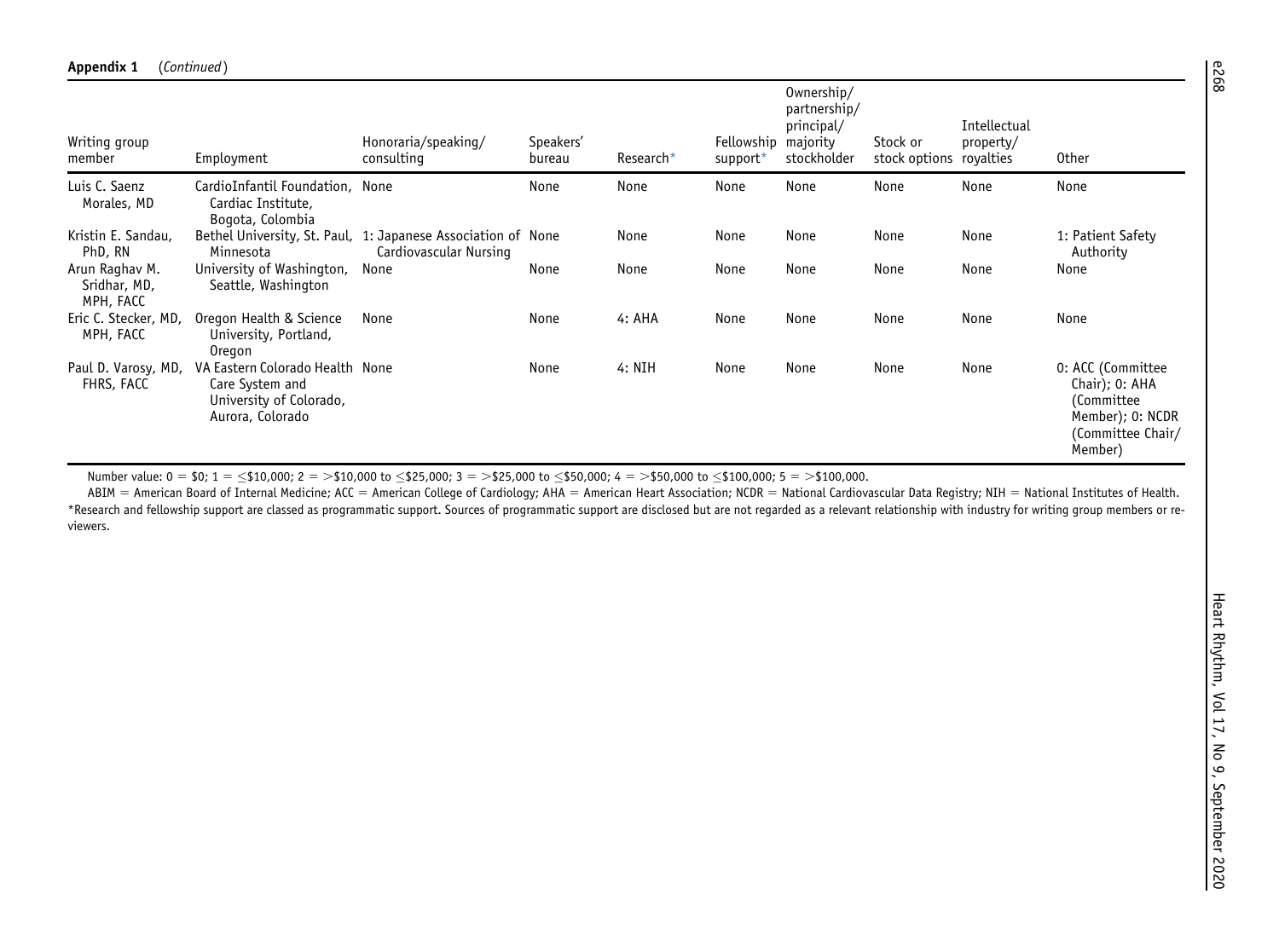**Appendix 1** (*Continued*)

| Writing group member | Employment | Honoraria/speaking/ consulting | Speakers' bureau | Research* | Fellowship support* | Ownership/ partnership/ principal/ majority stockholder | Stock or stock options | Intellectual property/ royalties | Other |
|---|---|---|---|---|---|---|---|---|---|
| Luis C. Saenz Morales, MD | CardioInfantil Foundation, Cardiac Institute, Bogota, Colombia | None | None | None | None | None | None | None | None |
| Kristin E. Sandau, PhD, RN | Bethel University, St. Paul, Minnesota | 1: Japanese Association of Cardiovascular Nursing | None | None | None | None | None | None | 1: Patient Safety Authority |
| Arun Raghav M. Sridhar, MD, MPH, FACC | University of Washington, Seattle, Washington | None | None | None | None | None | None | None | None |
| Eric C. Stecker, MD, MPH, FACC | Oregon Health & Science University, Portland, Oregon | None | None | 4: AHA | None | None | None | None | None |
| Paul D. Varosy, MD, FHRS, FACC | VA Eastern Colorado Health Care System and University of Colorado, Aurora, Colorado | None | None | 4: NIH | None | None | None | None | 0: ACC (Committee Chair); 0: AHA (Committee Member); 0: NCDR (Committee Chair/ Member) |

Number value: 0 = \$0; 1 = ≤\$10,000; 2 = >\$10,000 to ≤\$25,000; 3 = >\$25,000 to ≤\$50,000; 4 = >\$50,000 to ≤\$100,000; 5 = >\$100,000.

ABIM = American Board of Internal Medicine; ACC = American College of Cardiology; AHA = American Heart Association; NCDR = National Cardiovascular Data Registry; NIH = National Institutes of Health.

*Research and fellowship support are classed as programmatic support. Sources of programmatic support are disclosed but are not regarded as a relevant relationship with industry for writing group members or reviewers.